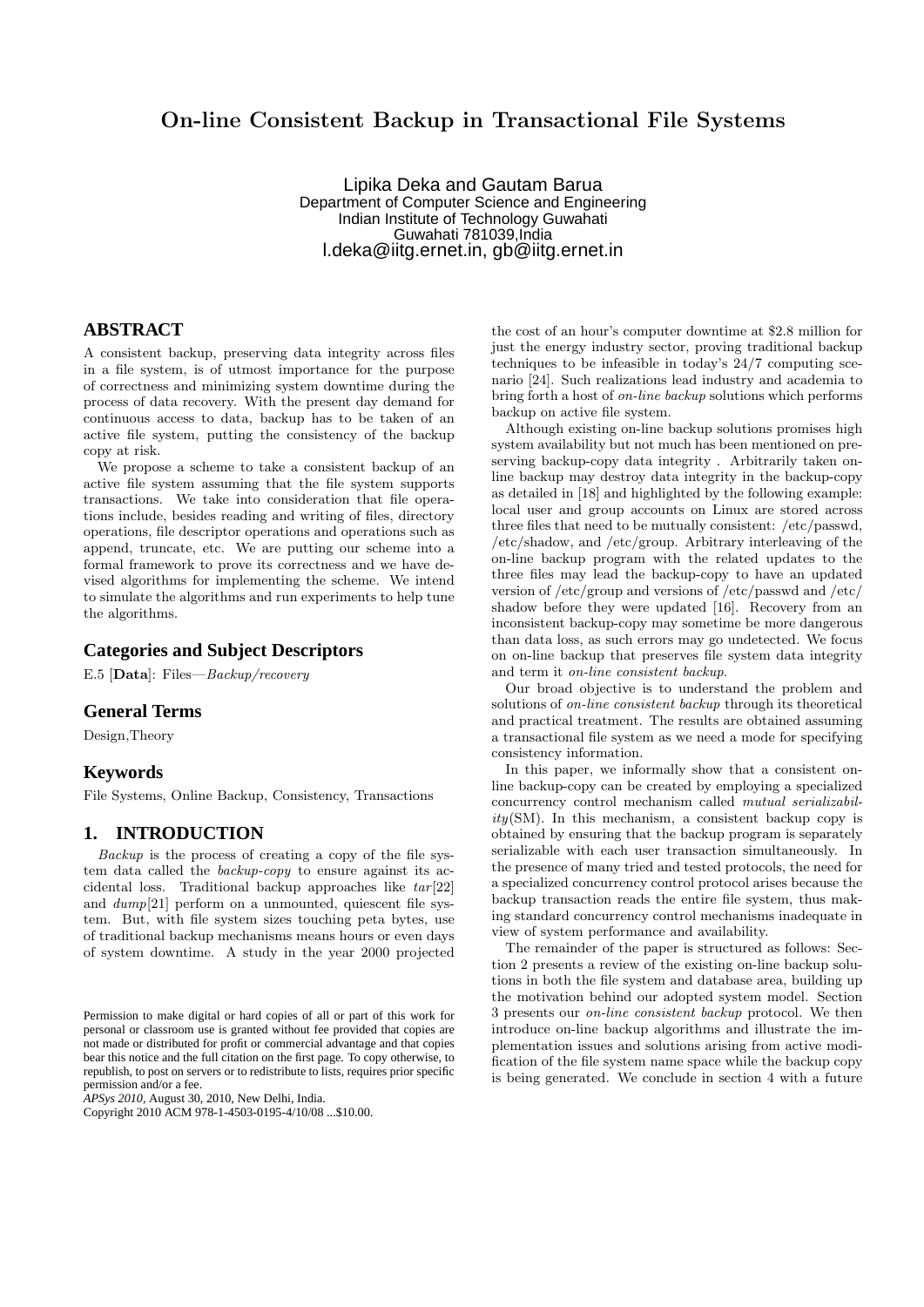# On-line Consistent Backup in Transactional File Systems

Lipika Deka and Gautam Barua
Department of Computer Science and Engineering
Indian Institute of Technology Guwahati
Guwahati 781039,India
l.deka@iitg.ernet.in, gb@iitg.ernet.in

## ABSTRACT

A consistent backup, preserving data integrity across files in a file system, is of utmost importance for the purpose of correctness and minimizing system downtime during the process of data recovery. With the present day demand for continuous access to data, backup has to be taken of an active file system, putting the consistency of the backup copy at risk.

We propose a scheme to take a consistent backup of an active file system assuming that the file system supports transactions. We take into consideration that file operations include, besides reading and writing of files, directory operations, file descriptor operations and operations such as append, truncate, etc. We are putting our scheme into a formal framework to prove its correctness and we have devised algorithms for implementing the scheme. We intend to simulate the algorithms and run experiments to help tune the algorithms.

## Categories and Subject Descriptors

E.5 [**Data**]: Files—*Backup/recovery*

## General Terms

Design,Theory

## Keywords

File Systems, Online Backup, Consistency, Transactions

## 1. INTRODUCTION

*Backup* is the process of creating a copy of the file system data called the *backup-copy* to ensure against its accidental loss. Traditional backup approaches like *tar*[22] and *dump*[21] perform on a unmounted, quiescent file system. But, with file system sizes touching peta bytes, use of traditional backup mechanisms means hours or even days of system downtime. A study in the year 2000 projected the cost of an hour's computer downtime at $2.8 million for just the energy industry sector, proving traditional backup techniques to be infeasible in today's 24/7 computing scenario [24]. Such realizations lead industry and academia to bring forth a host of *on-line backup* solutions which performs backup on active file system.

Although existing on-line backup solutions promises high system availability but not much has been mentioned on preserving backup-copy data integrity . Arbitrarily taken online backup may destroy data integrity in the backup-copy as detailed in [18] and highlighted by the following example: local user and group accounts on Linux are stored across three files that need to be mutually consistent: /etc/passwd, /etc/shadow, and /etc/group. Arbitrary interleaving of the on-line backup program with the related updates to the three files may lead the backup-copy to have an updated version of /etc/group and versions of /etc/passwd and /etc/shadow before they were updated [16]. Recovery from an inconsistent backup-copy may sometime be more dangerous than data loss, as such errors may go undetected. We focus on on-line backup that preserves file system data integrity and term it *on-line consistent backup*.

Our broad objective is to understand the problem and solutions of *on-line consistent backup* through its theoretical and practical treatment. The results are obtained assuming a transactional file system as we need a mode for specifying consistency information.

In this paper, we informally show that a consistent online backup-copy can be created by employing a specialized concurrency control mechanism called *mutual serializability*(SM). In this mechanism, a consistent backup copy is obtained by ensuring that the backup program is separately serializable with each user transaction simultaneously. In the presence of many tried and tested protocols, the need for a specialized concurrency control protocol arises because the backup transaction reads the entire file system, thus making standard concurrency control mechanisms inadequate in view of system performance and availability.

The remainder of the paper is structured as follows: Section 2 presents a review of the existing on-line backup solutions in both the file system and database area, building up the motivation behind our adopted system model. Section 3 presents our *on-line consistent backup* protocol. We then introduce on-line backup algorithms and illustrate the implementation issues and solutions arising from active modification of the file system name space while the backup copy is being generated. We conclude in section 4 with a future

Permission to make digital or hard copies of all or part of this work for personal or classroom use is granted without fee provided that copies are not made or distributed for profit or commercial advantage and that copies bear this notice and the full citation on the first page. To copy otherwise, to republish, to post on servers or to redistribute to lists, requires prior specific permission and/or a fee.
*APSys 2010*, August 30, 2010, New Delhi, India.
Copyright 2010 ACM 978-1-4503-0195-4/10/08 ...$10.00.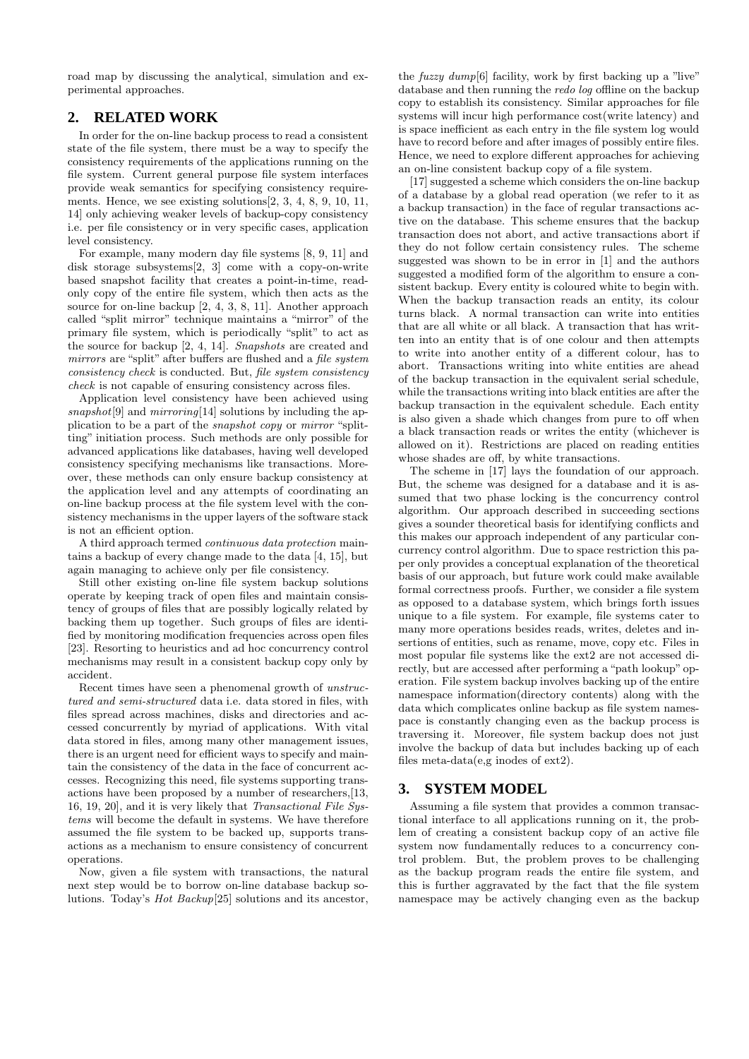road map by discussing the analytical, simulation and experimental approaches.

## 2. RELATED WORK

In order for the on-line backup process to read a consistent state of the file system, there must be a way to specify the consistency requirements of the applications running on the file system. Current general purpose file system interfaces provide weak semantics for specifying consistency requirements. Hence, we see existing solutions[2, 3, 4, 8, 9, 10, 11, 14] only achieving weaker levels of backup-copy consistency i.e. per file consistency or in very specific cases, application level consistency.

For example, many modern day file systems [8, 9, 11] and disk storage subsystems[2, 3] come with a copy-on-write based snapshot facility that creates a point-in-time, read-only copy of the entire file system, which then acts as the source for on-line backup [2, 4, 3, 8, 11]. Another approach called "split mirror" technique maintains a "mirror" of the primary file system, which is periodically "split" to act as the source for backup [2, 4, 14]. *Snapshots* are created and *mirrors* are "split" after buffers are flushed and a *file system consistency check* is conducted. But, *file system consistency check* is not capable of ensuring consistency across files.

Application level consistency have been achieved using *snapshot*[9] and *mirroring*[14] solutions by including the application to be a part of the *snapshot copy* or *mirror* "splitting" initiation process. Such methods are only possible for advanced applications like databases, having well developed consistency specifying mechanisms like transactions. Moreover, these methods can only ensure backup consistency at the application level and any attempts of coordinating an on-line backup process at the file system level with the consistency mechanisms in the upper layers of the software stack is not an efficient option.

A third approach termed *continuous data protection* maintains a backup of every change made to the data [4, 15], but again managing to achieve only per file consistency.

Still other existing on-line file system backup solutions operate by keeping track of open files and maintain consistency of groups of files that are possibly logically related by backing them up together. Such groups of files are identified by monitoring modification frequencies across open files [23]. Resorting to heuristics and ad hoc concurrency control mechanisms may result in a consistent backup copy only by accident.

Recent times have seen a phenomenal growth of *unstructured and semi-structured* data i.e. data stored in files, with files spread across machines, disks and directories and accessed concurrently by myriad of applications. With vital data stored in files, among many other management issues, there is an urgent need for efficient ways to specify and maintain the consistency of the data in the face of concurrent accesses. Recognizing this need, file systems supporting transactions have been proposed by a number of researchers,[13, 16, 19, 20], and it is very likely that *Transactional File Systems* will become the default in systems. We have therefore assumed the file system to be backed up, supports transactions as a mechanism to ensure consistency of concurrent operations.

Now, given a file system with transactions, the natural next step would be to borrow on-line database backup solutions. Today's *Hot Backup*[25] solutions and its ancestor, the *fuzzy dump*[6] facility, work by first backing up a "live" database and then running the *redo log* offline on the backup copy to establish its consistency. Similar approaches for file systems will incur high performance cost(write latency) and is space inefficient as each entry in the file system log would have to record before and after images of possibly entire files. Hence, we need to explore different approaches for achieving an on-line consistent backup copy of a file system.

[17] suggested a scheme which considers the on-line backup of a database by a global read operation (we refer to it as a backup transaction) in the face of regular transactions active on the database. This scheme ensures that the backup transaction does not abort, and active transactions abort if they do not follow certain consistency rules. The scheme suggested was shown to be in error in [1] and the authors suggested a modified form of the algorithm to ensure a consistent backup. Every entity is coloured white to begin with. When the backup transaction reads an entity, its colour turns black. A normal transaction can write into entities that are all white or all black. A transaction that has written into an entity that is of one colour and then attempts to write into another entity of a different colour, has to abort. Transactions writing into white entities are ahead of the backup transaction in the equivalent serial schedule, while the transactions writing into black entities are after the backup transaction in the equivalent schedule. Each entity is also given a shade which changes from pure to off when a black transaction reads or writes the entity (whichever is allowed on it). Restrictions are placed on reading entities whose shades are off, by white transactions.

The scheme in [17] lays the foundation of our approach. But, the scheme was designed for a database and it is assumed that two phase locking is the concurrency control algorithm. Our approach described in succeeding sections gives a sounder theoretical basis for identifying conflicts and this makes our approach independent of any particular concurrency control algorithm. Due to space restriction this paper only provides a conceptual explanation of the theoretical basis of our approach, but future work could make available formal correctness proofs. Further, we consider a file system as opposed to a database system, which brings forth issues unique to a file system. For example, file systems cater to many more operations besides reads, writes, deletes and insertions of entities, such as rename, move, copy etc. Files in most popular file systems like the ext2 are not accessed directly, but are accessed after performing a "path lookup" operation. File system backup involves backing up of the entire namespace information(directory contents) along with the data which complicates online backup as file system namespace is constantly changing even as the backup process is traversing it. Moreover, file system backup does not just involve the backup of data but includes backing up of each files meta-data(e,g inodes of ext2).

## 3. SYSTEM MODEL

Assuming a file system that provides a common transactional interface to all applications running on it, the problem of creating a consistent backup copy of an active file system now fundamentally reduces to a concurrency control problem. But, the problem proves to be challenging as the backup program reads the entire file system, and this is further aggravated by the fact that the file system namespace may be actively changing even as the backup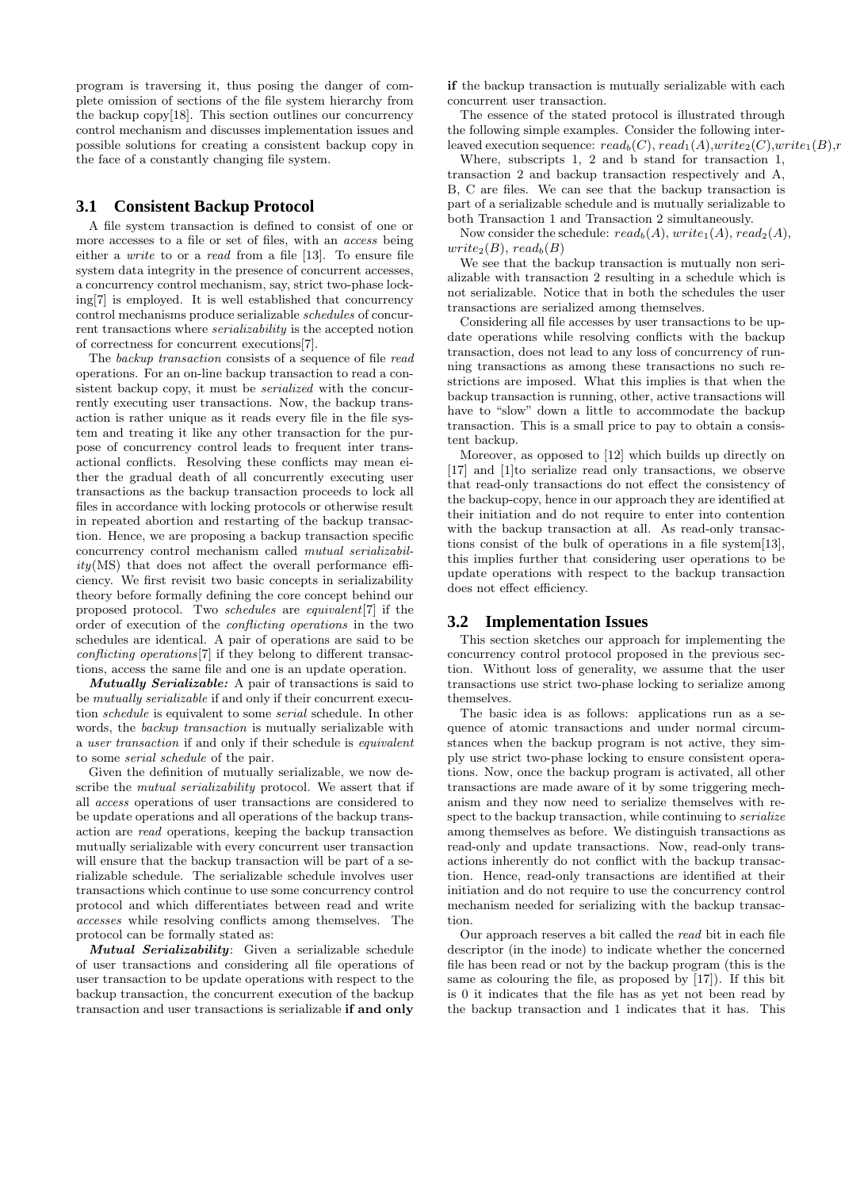program is traversing it, thus posing the danger of complete omission of sections of the file system hierarchy from the backup copy[18]. This section outlines our concurrency control mechanism and discusses implementation issues and possible solutions for creating a consistent backup copy in the face of a constantly changing file system.

## 3.1 Consistent Backup Protocol

A file system transaction is defined to consist of one or more accesses to a file or set of files, with an *access* being either a *write* to or a *read* from a file [13]. To ensure file system data integrity in the presence of concurrent accesses, a concurrency control mechanism, say, strict two-phase locking[7] is employed. It is well established that concurrency control mechanisms produce serializable *schedules* of concurrent transactions where *serializability* is the accepted notion of correctness for concurrent executions[7].

The *backup transaction* consists of a sequence of file *read* operations. For an on-line backup transaction to read a consistent backup copy, it must be *serialized* with the concurrently executing user transactions. Now, the backup transaction is rather unique as it reads every file in the file system and treating it like any other transaction for the purpose of concurrency control leads to frequent inter transactional conflicts. Resolving these conflicts may mean either the gradual death of all concurrently executing user transactions as the backup transaction proceeds to lock all files in accordance with locking protocols or otherwise result in repeated abortion and restarting of the backup transaction. Hence, we are proposing a backup transaction specific concurrency control mechanism called *mutual serializability*(MS) that does not affect the overall performance efficiency. We first revisit two basic concepts in serializability theory before formally defining the core concept behind our proposed protocol. Two *schedules* are *equivalent*[7] if the order of execution of the *conflicting operations* in the two schedules are identical. A pair of operations are said to be *conflicting operations*[7] if they belong to different transactions, access the same file and one is an update operation.

***Mutually Serializable:*** A pair of transactions is said to be *mutually serializable* if and only if their concurrent execution *schedule* is equivalent to some *serial* schedule. In other words, the *backup transaction* is mutually serializable with a *user transaction* if and only if their schedule is *equivalent* to some *serial schedule* of the pair.

Given the definition of mutually serializable, we now describe the *mutual serializability* protocol. We assert that if all *access* operations of user transactions are considered to be update operations and all operations of the backup transaction are *read* operations, keeping the backup transaction mutually serializable with every concurrent user transaction will ensure that the backup transaction will be part of a serializable schedule. The serializable schedule involves user transactions which continue to use some concurrency control protocol and which differentiates between read and write *accesses* while resolving conflicts among themselves. The protocol can be formally stated as:

***Mutual Serializability***: Given a serializable schedule of user transactions and considering all file operations of user transaction to be update operations with respect to the backup transaction, the concurrent execution of the backup transaction and user transactions is serializable **if and only if** the backup transaction is mutually serializable with each concurrent user transaction.

The essence of the stated protocol is illustrated through the following simple examples. Consider the following interleaved execution sequence: $read_b(C)$, $read_1(A)$,$write_2(C)$,$write_1(B)$,$r$

Where, subscripts 1, 2 and b stand for transaction 1, transaction 2 and backup transaction respectively and A, B, C are files. We can see that the backup transaction is part of a serializable schedule and is mutually serializable to both Transaction 1 and Transaction 2 simultaneously.

Now consider the schedule: $read_b(A)$, $write_1(A)$, $read_2(A)$, $write_2(B)$, $read_b(B)$

We see that the backup transaction is mutually non serializable with transaction 2 resulting in a schedule which is not serializable. Notice that in both the schedules the user transactions are serialized among themselves.

Considering all file accesses by user transactions to be update operations while resolving conflicts with the backup transaction, does not lead to any loss of concurrency of running transactions as among these transactions no such restrictions are imposed. What this implies is that when the backup transaction is running, other, active transactions will have to "slow" down a little to accommodate the backup transaction. This is a small price to pay to obtain a consistent backup.

Moreover, as opposed to [12] which builds up directly on [17] and [1]to serialize read only transactions, we observe that read-only transactions do not effect the consistency of the backup-copy, hence in our approach they are identified at their initiation and do not require to enter into contention with the backup transaction at all. As read-only transactions consist of the bulk of operations in a file system[13], this implies further that considering user operations to be update operations with respect to the backup transaction does not effect efficiency.

## 3.2 Implementation Issues

This section sketches our approach for implementing the concurrency control protocol proposed in the previous section. Without loss of generality, we assume that the user transactions use strict two-phase locking to serialize among themselves.

The basic idea is as follows: applications run as a sequence of atomic transactions and under normal circumstances when the backup program is not active, they simply use strict two-phase locking to ensure consistent operations. Now, once the backup program is activated, all other transactions are made aware of it by some triggering mechanism and they now need to serialize themselves with respect to the backup transaction, while continuing to *serialize* among themselves as before. We distinguish transactions as read-only and update transactions. Now, read-only transactions inherently do not conflict with the backup transaction. Hence, read-only transactions are identified at their initiation and do not require to use the concurrency control mechanism needed for serializing with the backup transaction.

Our approach reserves a bit called the *read* bit in each file descriptor (in the inode) to indicate whether the concerned file has been read or not by the backup program (this is the same as colouring the file, as proposed by [17]). If this bit is 0 it indicates that the file has as yet not been read by the backup transaction and 1 indicates that it has. This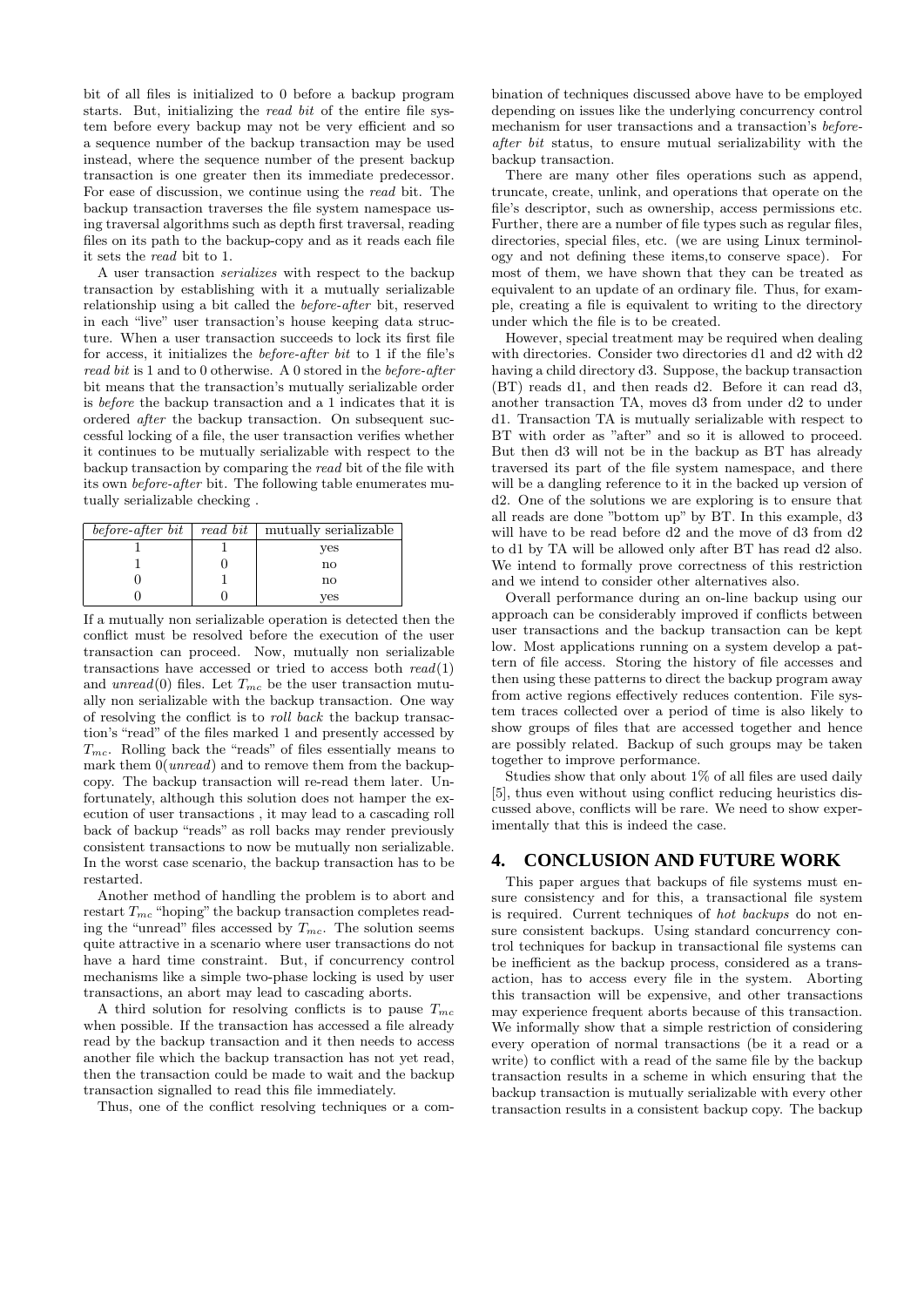bit of all files is initialized to 0 before a backup program starts. But, initializing the *read bit* of the entire file system before every backup may not be very efficient and so a sequence number of the backup transaction may be used instead, where the sequence number of the present backup transaction is one greater then its immediate predecessor. For ease of discussion, we continue using the *read* bit. The backup transaction traverses the file system namespace using traversal algorithms such as depth first traversal, reading files on its path to the backup-copy and as it reads each file it sets the *read* bit to 1.

A user transaction *serializes* with respect to the backup transaction by establishing with it a mutually serializable relationship using a bit called the *before-after* bit, reserved in each "live" user transaction's house keeping data structure. When a user transaction succeeds to lock its first file for access, it initializes the *before-after bit* to 1 if the file's *read bit* is 1 and to 0 otherwise. A 0 stored in the *before-after* bit means that the transaction's mutually serializable order is *before* the backup transaction and a 1 indicates that it is ordered *after* the backup transaction. On subsequent successful locking of a file, the user transaction verifies whether it continues to be mutually serializable with respect to the backup transaction by comparing the *read* bit of the file with its own *before-after* bit. The following table enumerates mutually serializable checking .

| *before-after bit* | *read bit* | mutually serializable |
|---|---|---|
| 1 | 1 | yes |
| 1 | 0 | no |
| 0 | 1 | no |
| 0 | 0 | yes |

If a mutually non serializable operation is detected then the conflict must be resolved before the execution of the user transaction can proceed. Now, mutually non serializable transactions have accessed or tried to access both *read*(1) and *unread*(0) files. Let $T_{mc}$ be the user transaction mutually non serializable with the backup transaction. One way of resolving the conflict is to *roll back* the backup transaction's "read" of the files marked 1 and presently accessed by $T_{mc}$. Rolling back the "reads" of files essentially means to mark them 0(*unread*) and to remove them from the backup-copy. The backup transaction will re-read them later. Unfortunately, although this solution does not hamper the execution of user transactions , it may lead to a cascading roll back of backup "reads" as roll backs may render previously consistent transactions to now be mutually non serializable. In the worst case scenario, the backup transaction has to be restarted.

Another method of handling the problem is to abort and restart $T_{mc}$ "hoping" the backup transaction completes reading the "unread" files accessed by $T_{mc}$. The solution seems quite attractive in a scenario where user transactions do not have a hard time constraint. But, if concurrency control mechanisms like a simple two-phase locking is used by user transactions, an abort may lead to cascading aborts.

A third solution for resolving conflicts is to pause $T_{mc}$ when possible. If the transaction has accessed a file already read by the backup transaction and it then needs to access another file which the backup transaction has not yet read, then the transaction could be made to wait and the backup transaction signalled to read this file immediately.

Thus, one of the conflict resolving techniques or a combination of techniques discussed above have to be employed depending on issues like the underlying concurrency control mechanism for user transactions and a transaction's *before-after bit* status, to ensure mutual serializability with the backup transaction.

There are many other files operations such as append, truncate, create, unlink, and operations that operate on the file's descriptor, such as ownership, access permissions etc. Further, there are a number of file types such as regular files, directories, special files, etc. (we are using Linux terminology and not defining these items,to conserve space). For most of them, we have shown that they can be treated as equivalent to an update of an ordinary file. Thus, for example, creating a file is equivalent to writing to the directory under which the file is to be created.

However, special treatment may be required when dealing with directories. Consider two directories d1 and d2 with d2 having a child directory d3. Suppose, the backup transaction (BT) reads d1, and then reads d2. Before it can read d3, another transaction TA, moves d3 from under d2 to under d1. Transaction TA is mutually serializable with respect to BT with order as "after" and so it is allowed to proceed. But then d3 will not be in the backup as BT has already traversed its part of the file system namespace, and there will be a dangling reference to it in the backed up version of d2. One of the solutions we are exploring is to ensure that all reads are done "bottom up" by BT. In this example, d3 will have to be read before d2 and the move of d3 from d2 to d1 by TA will be allowed only after BT has read d2 also. We intend to formally prove correctness of this restriction and we intend to consider other alternatives also.

Overall performance during an on-line backup using our approach can be considerably improved if conflicts between user transactions and the backup transaction can be kept low. Most applications running on a system develop a pattern of file access. Storing the history of file accesses and then using these patterns to direct the backup program away from active regions effectively reduces contention. File system traces collected over a period of time is also likely to show groups of files that are accessed together and hence are possibly related. Backup of such groups may be taken together to improve performance.

Studies show that only about 1% of all files are used daily [5], thus even without using conflict reducing heuristics discussed above, conflicts will be rare. We need to show experimentally that this is indeed the case.

## 4. CONCLUSION AND FUTURE WORK

This paper argues that backups of file systems must ensure consistency and for this, a transactional file system is required. Current techniques of *hot backups* do not ensure consistent backups. Using standard concurrency control techniques for backup in transactional file systems can be inefficient as the backup process, considered as a transaction, has to access every file in the system. Aborting this transaction will be expensive, and other transactions may experience frequent aborts because of this transaction. We informally show that a simple restriction of considering every operation of normal transactions (be it a read or a write) to conflict with a read of the same file by the backup transaction results in a scheme in which ensuring that the backup transaction is mutually serializable with every other transaction results in a consistent backup copy. The backup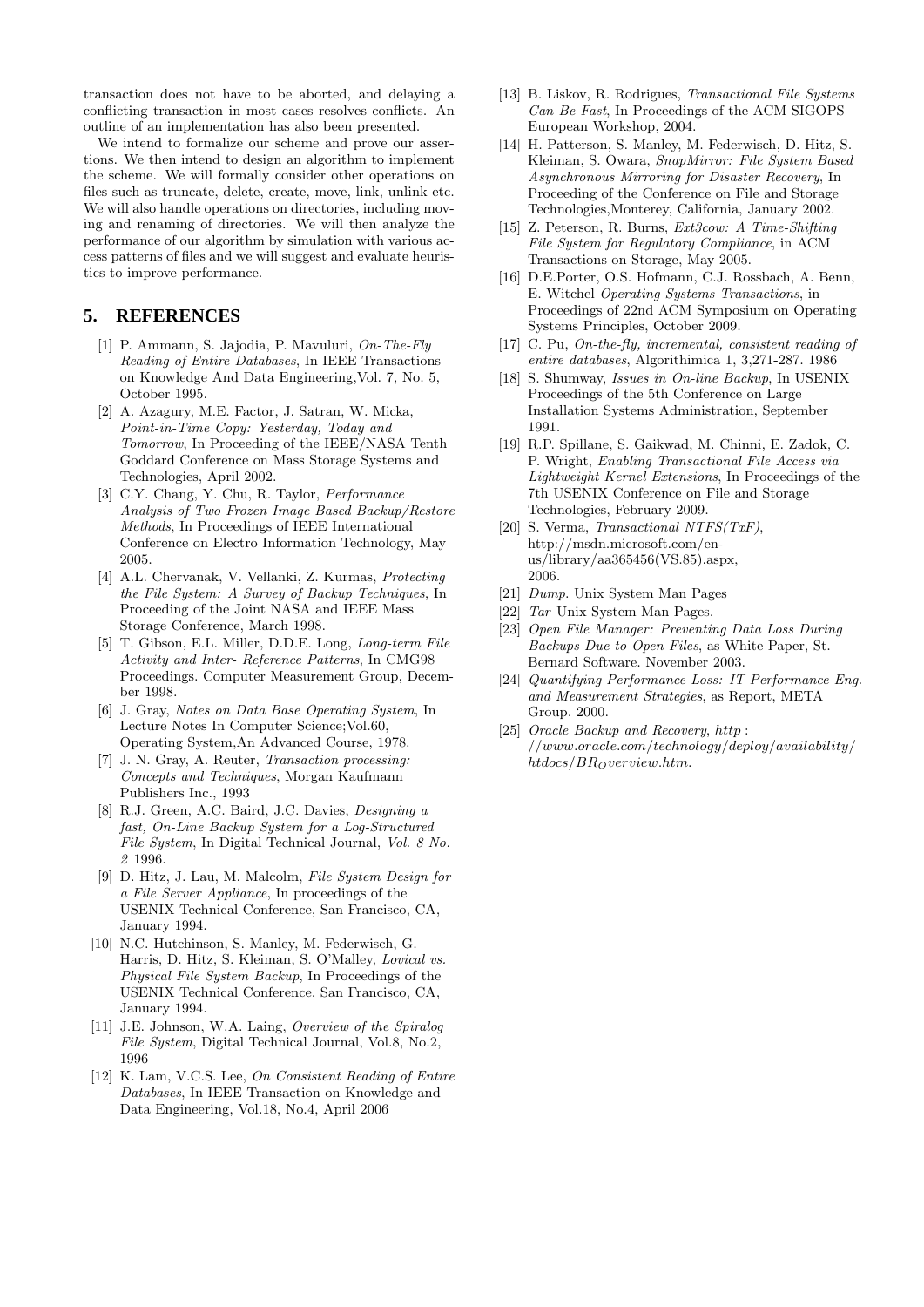transaction does not have to be aborted, and delaying a conflicting transaction in most cases resolves conflicts. An outline of an implementation has also been presented.

We intend to formalize our scheme and prove our assertions. We then intend to design an algorithm to implement the scheme. We will formally consider other operations on files such as truncate, delete, create, move, link, unlink etc. We will also handle operations on directories, including moving and renaming of directories. We will then analyze the performance of our algorithm by simulation with various access patterns of files and we will suggest and evaluate heuristics to improve performance.

## 5. REFERENCES

[1] P. Ammann, S. Jajodia, P. Mavuluri, *On-The-Fly Reading of Entire Databases*, In IEEE Transactions on Knowledge And Data Engineering,Vol. 7, No. 5, October 1995.

[2] A. Azagury, M.E. Factor, J. Satran, W. Micka, *Point-in-Time Copy: Yesterday, Today and Tomorrow*, In Proceeding of the IEEE/NASA Tenth Goddard Conference on Mass Storage Systems and Technologies, April 2002.

[3] C.Y. Chang, Y. Chu, R. Taylor, *Performance Analysis of Two Frozen Image Based Backup/Restore Methods*, In Proceedings of IEEE International Conference on Electro Information Technology, May 2005.

[4] A.L. Chervanak, V. Vellanki, Z. Kurmas, *Protecting the File System: A Survey of Backup Techniques*, In Proceeding of the Joint NASA and IEEE Mass Storage Conference, March 1998.

[5] T. Gibson, E.L. Miller, D.D.E. Long, *Long-term File Activity and Inter- Reference Patterns*, In CMG98 Proceedings. Computer Measurement Group, December 1998.

[6] J. Gray, *Notes on Data Base Operating System*, In Lecture Notes In Computer Science;Vol.60, Operating System,An Advanced Course, 1978.

[7] J. N. Gray, A. Reuter, *Transaction processing: Concepts and Techniques*, Morgan Kaufmann Publishers Inc., 1993

[8] R.J. Green, A.C. Baird, J.C. Davies, *Designing a fast, On-Line Backup System for a Log-Structured File System*, In Digital Technical Journal, *Vol. 8 No. 2* 1996.

[9] D. Hitz, J. Lau, M. Malcolm, *File System Design for a File Server Appliance*, In proceedings of the USENIX Technical Conference, San Francisco, CA, January 1994.

[10] N.C. Hutchinson, S. Manley, M. Federwisch, G. Harris, D. Hitz, S. Kleiman, S. O'Malley, *Lovical vs. Physical File System Backup*, In Proceedings of the USENIX Technical Conference, San Francisco, CA, January 1994.

[11] J.E. Johnson, W.A. Laing, *Overview of the Spiralog File System*, Digital Technical Journal, Vol.8, No.2, 1996

[12] K. Lam, V.C.S. Lee, *On Consistent Reading of Entire Databases*, In IEEE Transaction on Knowledge and Data Engineering, Vol.18, No.4, April 2006

[13] B. Liskov, R. Rodrigues, *Transactional File Systems Can Be Fast*, In Proceedings of the ACM SIGOPS European Workshop, 2004.

[14] H. Patterson, S. Manley, M. Federwisch, D. Hitz, S. Kleiman, S. Owara, *SnapMirror: File System Based Asynchronous Mirroring for Disaster Recovery*, In Proceeding of the Conference on File and Storage Technologies,Monterey, California, January 2002.

[15] Z. Peterson, R. Burns, *Ext3cow: A Time-Shifting File System for Regulatory Compliance*, in ACM Transactions on Storage, May 2005.

[16] D.E.Porter, O.S. Hofmann, C.J. Rossbach, A. Benn, E. Witchel *Operating Systems Transactions*, in Proceedings of 22nd ACM Symposium on Operating Systems Principles, October 2009.

[17] C. Pu, *On-the-fly, incremental, consistent reading of entire databases*, Algorithimica 1, 3,271-287. 1986

[18] S. Shumway, *Issues in On-line Backup*, In USENIX Proceedings of the 5th Conference on Large Installation Systems Administration, September 1991.

[19] R.P. Spillane, S. Gaikwad, M. Chinni, E. Zadok, C. P. Wright, *Enabling Transactional File Access via Lightweight Kernel Extensions*, In Proceedings of the 7th USENIX Conference on File and Storage Technologies, February 2009.

[20] S. Verma, *Transactional NTFS(TxF)*, http://msdn.microsoft.com/en-us/library/aa365456(VS.85).aspx, 2006.

[21] *Dump*. Unix System Man Pages

[22] *Tar* Unix System Man Pages.

[23] *Open File Manager: Preventing Data Loss During Backups Due to Open Files*, as White Paper, St. Bernard Software. November 2003.

[24] *Quantifying Performance Loss: IT Performance Eng. and Measurement Strategies*, as Report, META Group. 2000.

[25] *Oracle Backup and Recovery*, $http://www.oracle.com/technology/deploy/availability/htdocs/BR_Overview.htm.$